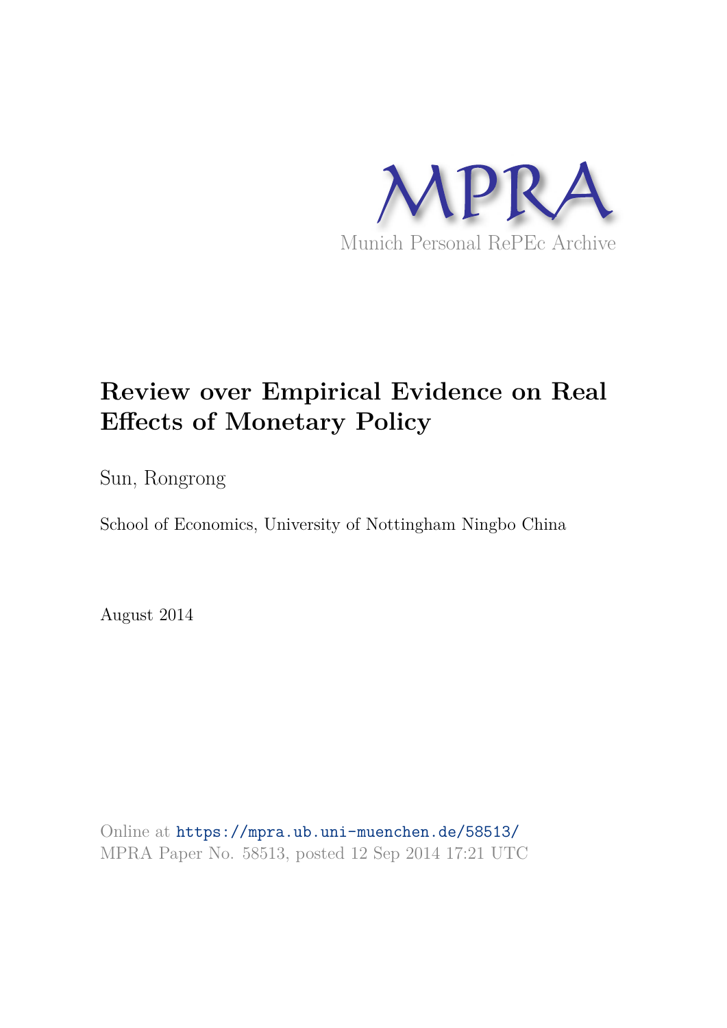MPRA

Munich Personal RePEc Archive

# Review over Empirical Evidence on Real Effects of Monetary Policy

Sun, Rongrong

School of Economics, University of Nottingham Ningbo China

August 2014

Online at https://mpra.ub.uni-muenchen.de/58513/
MPRA Paper No. 58513, posted 12 Sep 2014 17:21 UTC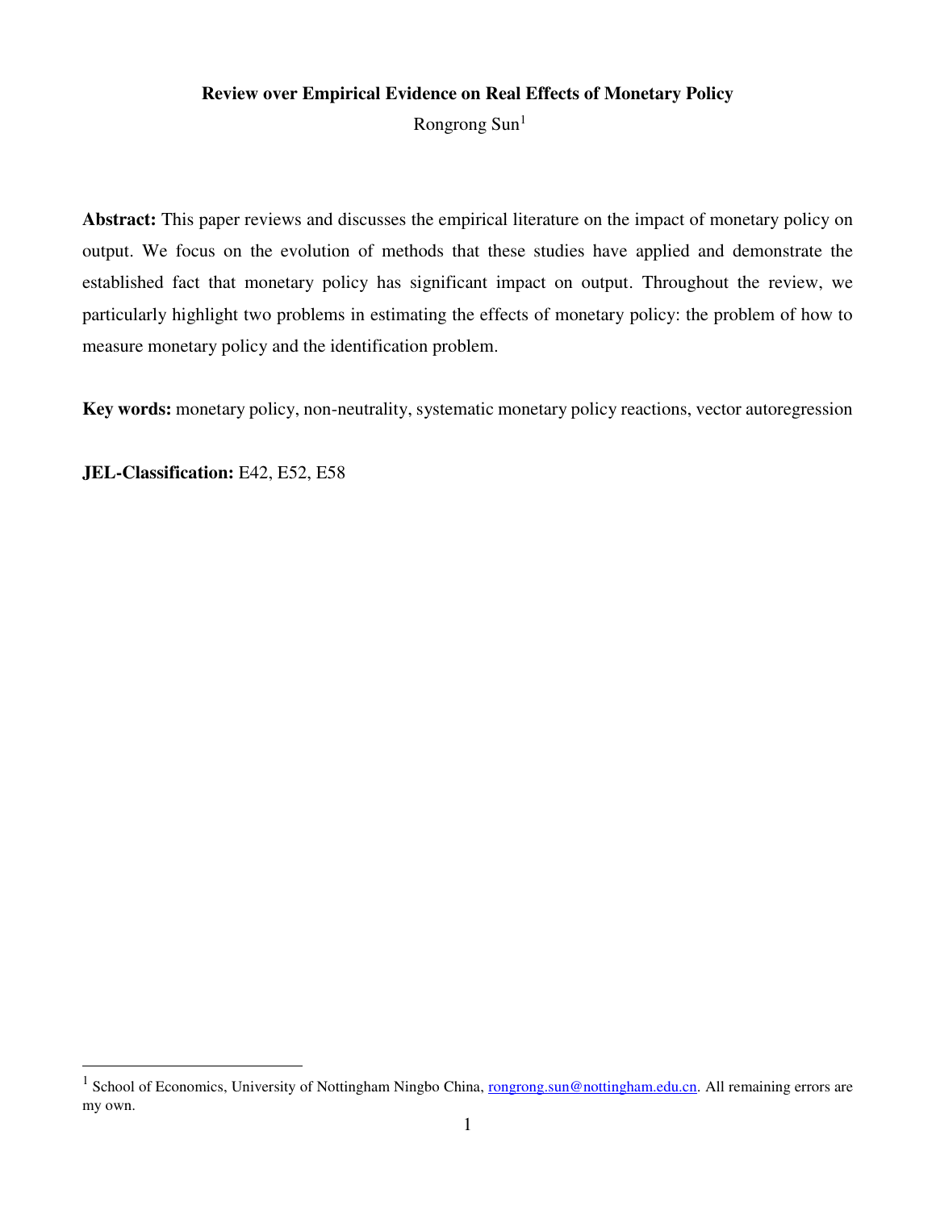**Review over Empirical Evidence on Real Effects of Monetary Policy**

Rongrong Sun[1]

**Abstract:** This paper reviews and discusses the empirical literature on the impact of monetary policy on output. We focus on the evolution of methods that these studies have applied and demonstrate the established fact that monetary policy has significant impact on output. Throughout the review, we particularly highlight two problems in estimating the effects of monetary policy: the problem of how to measure monetary policy and the identification problem.

**Key words:** monetary policy, non-neutrality, systematic monetary policy reactions, vector autoregression

**JEL-Classification:** E42, E52, E58

[1] School of Economics, University of Nottingham Ningbo China, rongrong.sun@nottingham.edu.cn. All remaining errors are my own.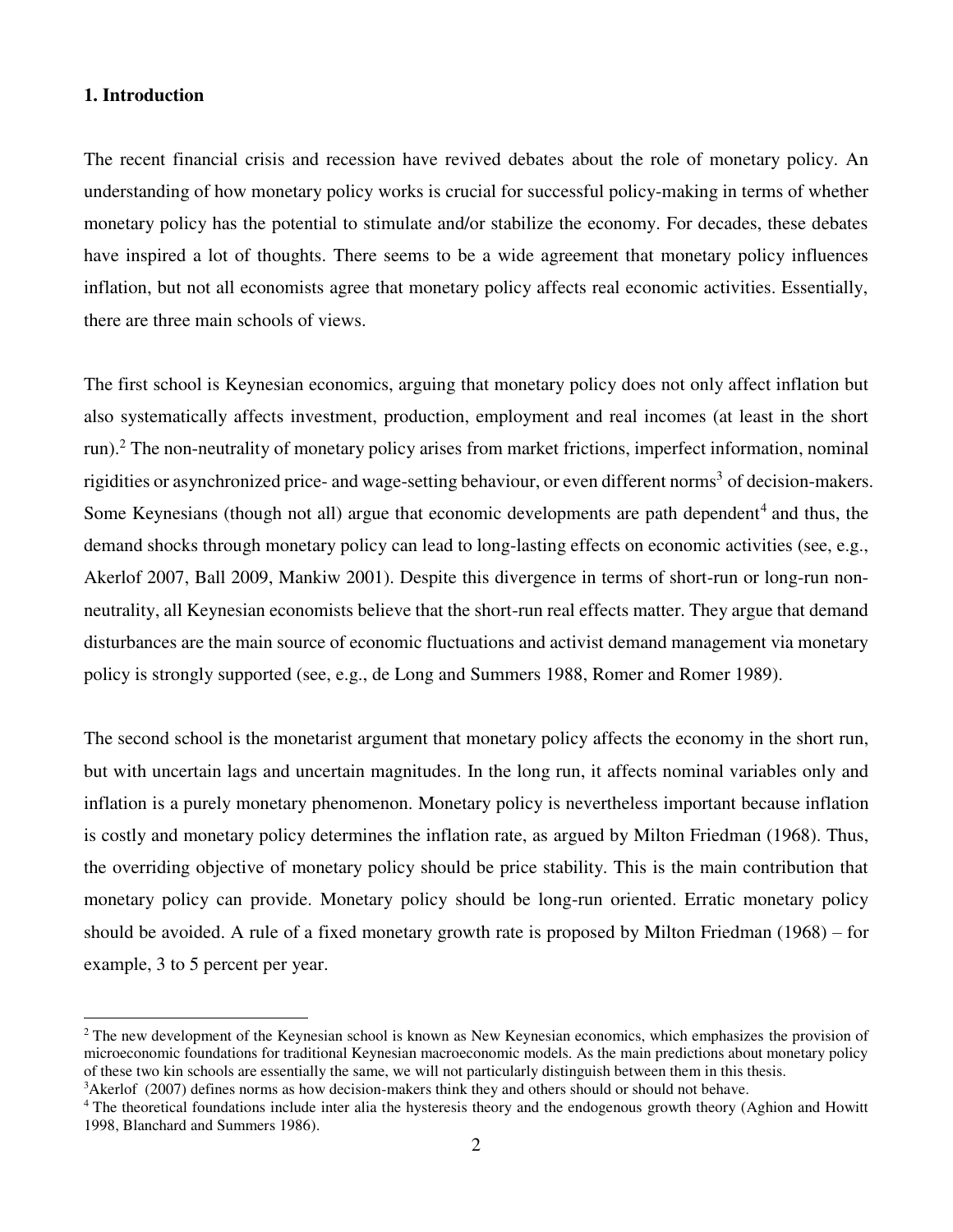**1. Introduction**

The recent financial crisis and recession have revived debates about the role of monetary policy. An understanding of how monetary policy works is crucial for successful policy-making in terms of whether monetary policy has the potential to stimulate and/or stabilize the economy. For decades, these debates have inspired a lot of thoughts. There seems to be a wide agreement that monetary policy influences inflation, but not all economists agree that monetary policy affects real economic activities. Essentially, there are three main schools of views.

The first school is Keynesian economics, arguing that monetary policy does not only affect inflation but also systematically affects investment, production, employment and real incomes (at least in the short run).[2] The non-neutrality of monetary policy arises from market frictions, imperfect information, nominal rigidities or asynchronized price- and wage-setting behaviour, or even different norms[3] of decision-makers. Some Keynesians (though not all) argue that economic developments are path dependent[4] and thus, the demand shocks through monetary policy can lead to long-lasting effects on economic activities (see, e.g., Akerlof 2007, Ball 2009, Mankiw 2001). Despite this divergence in terms of short-run or long-run non-neutrality, all Keynesian economists believe that the short-run real effects matter. They argue that demand disturbances are the main source of economic fluctuations and activist demand management via monetary policy is strongly supported (see, e.g., de Long and Summers 1988, Romer and Romer 1989).

The second school is the monetarist argument that monetary policy affects the economy in the short run, but with uncertain lags and uncertain magnitudes. In the long run, it affects nominal variables only and inflation is a purely monetary phenomenon. Monetary policy is nevertheless important because inflation is costly and monetary policy determines the inflation rate, as argued by Milton Friedman (1968). Thus, the overriding objective of monetary policy should be price stability. This is the main contribution that monetary policy can provide. Monetary policy should be long-run oriented. Erratic monetary policy should be avoided. A rule of a fixed monetary growth rate is proposed by Milton Friedman (1968) – for example, 3 to 5 percent per year.

---

[2] The new development of the Keynesian school is known as New Keynesian economics, which emphasizes the provision of microeconomic foundations for traditional Keynesian macroeconomic models. As the main predictions about monetary policy of these two kin schools are essentially the same, we will not particularly distinguish between them in this thesis.

[3] Akerlof (2007) defines norms as how decision-makers think they and others should or should not behave.

[4] The theoretical foundations include inter alia the hysteresis theory and the endogenous growth theory (Aghion and Howitt 1998, Blanchard and Summers 1986).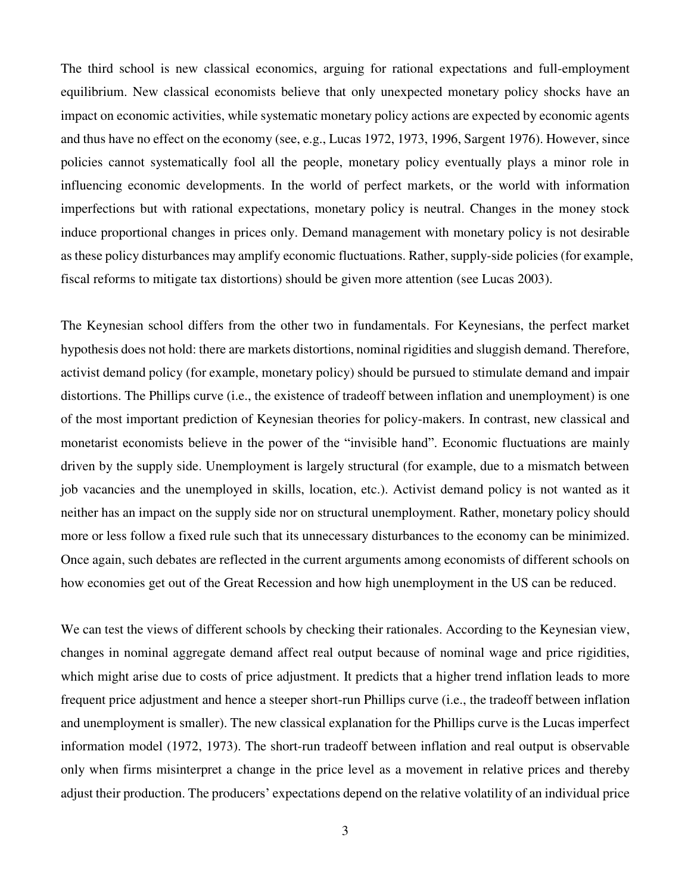The third school is new classical economics, arguing for rational expectations and full-employment equilibrium. New classical economists believe that only unexpected monetary policy shocks have an impact on economic activities, while systematic monetary policy actions are expected by economic agents and thus have no effect on the economy (see, e.g., Lucas 1972, 1973, 1996, Sargent 1976). However, since policies cannot systematically fool all the people, monetary policy eventually plays a minor role in influencing economic developments. In the world of perfect markets, or the world with information imperfections but with rational expectations, monetary policy is neutral. Changes in the money stock induce proportional changes in prices only. Demand management with monetary policy is not desirable as these policy disturbances may amplify economic fluctuations. Rather, supply-side policies (for example, fiscal reforms to mitigate tax distortions) should be given more attention (see Lucas 2003).

The Keynesian school differs from the other two in fundamentals. For Keynesians, the perfect market hypothesis does not hold: there are markets distortions, nominal rigidities and sluggish demand. Therefore, activist demand policy (for example, monetary policy) should be pursued to stimulate demand and impair distortions. The Phillips curve (i.e., the existence of tradeoff between inflation and unemployment) is one of the most important prediction of Keynesian theories for policy-makers. In contrast, new classical and monetarist economists believe in the power of the "invisible hand". Economic fluctuations are mainly driven by the supply side. Unemployment is largely structural (for example, due to a mismatch between job vacancies and the unemployed in skills, location, etc.). Activist demand policy is not wanted as it neither has an impact on the supply side nor on structural unemployment. Rather, monetary policy should more or less follow a fixed rule such that its unnecessary disturbances to the economy can be minimized. Once again, such debates are reflected in the current arguments among economists of different schools on how economies get out of the Great Recession and how high unemployment in the US can be reduced.

We can test the views of different schools by checking their rationales. According to the Keynesian view, changes in nominal aggregate demand affect real output because of nominal wage and price rigidities, which might arise due to costs of price adjustment. It predicts that a higher trend inflation leads to more frequent price adjustment and hence a steeper short-run Phillips curve (i.e., the tradeoff between inflation and unemployment is smaller). The new classical explanation for the Phillips curve is the Lucas imperfect information model (1972, 1973). The short-run tradeoff between inflation and real output is observable only when firms misinterpret a change in the price level as a movement in relative prices and thereby adjust their production. The producers' expectations depend on the relative volatility of an individual price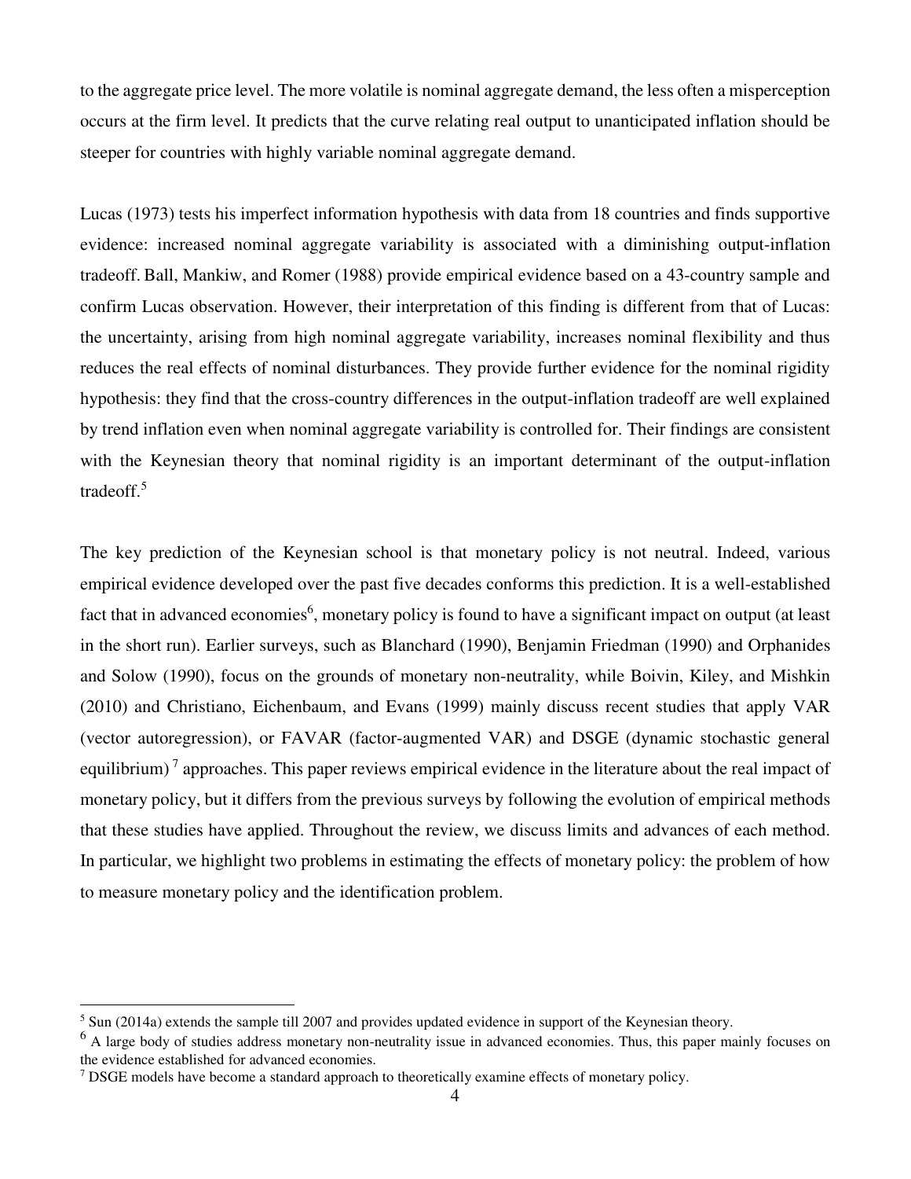to the aggregate price level. The more volatile is nominal aggregate demand, the less often a misperception occurs at the firm level. It predicts that the curve relating real output to unanticipated inflation should be steeper for countries with highly variable nominal aggregate demand.

Lucas (1973) tests his imperfect information hypothesis with data from 18 countries and finds supportive evidence: increased nominal aggregate variability is associated with a diminishing output-inflation tradeoff. Ball, Mankiw, and Romer (1988) provide empirical evidence based on a 43-country sample and confirm Lucas observation. However, their interpretation of this finding is different from that of Lucas: the uncertainty, arising from high nominal aggregate variability, increases nominal flexibility and thus reduces the real effects of nominal disturbances. They provide further evidence for the nominal rigidity hypothesis: they find that the cross-country differences in the output-inflation tradeoff are well explained by trend inflation even when nominal aggregate variability is controlled for. Their findings are consistent with the Keynesian theory that nominal rigidity is an important determinant of the output-inflation tradeoff.[5]

The key prediction of the Keynesian school is that monetary policy is not neutral. Indeed, various empirical evidence developed over the past five decades conforms this prediction. It is a well-established fact that in advanced economies[6], monetary policy is found to have a significant impact on output (at least in the short run). Earlier surveys, such as Blanchard (1990), Benjamin Friedman (1990) and Orphanides and Solow (1990), focus on the grounds of monetary non-neutrality, while Boivin, Kiley, and Mishkin (2010) and Christiano, Eichenbaum, and Evans (1999) mainly discuss recent studies that apply VAR (vector autoregression), or FAVAR (factor-augmented VAR) and DSGE (dynamic stochastic general equilibrium)[7] approaches. This paper reviews empirical evidence in the literature about the real impact of monetary policy, but it differs from the previous surveys by following the evolution of empirical methods that these studies have applied. Throughout the review, we discuss limits and advances of each method. In particular, we highlight two problems in estimating the effects of monetary policy: the problem of how to measure monetary policy and the identification problem.

---

[5] Sun (2014a) extends the sample till 2007 and provides updated evidence in support of the Keynesian theory.

[6] A large body of studies address monetary non-neutrality issue in advanced economies. Thus, this paper mainly focuses on the evidence established for advanced economies.

[7] DSGE models have become a standard approach to theoretically examine effects of monetary policy.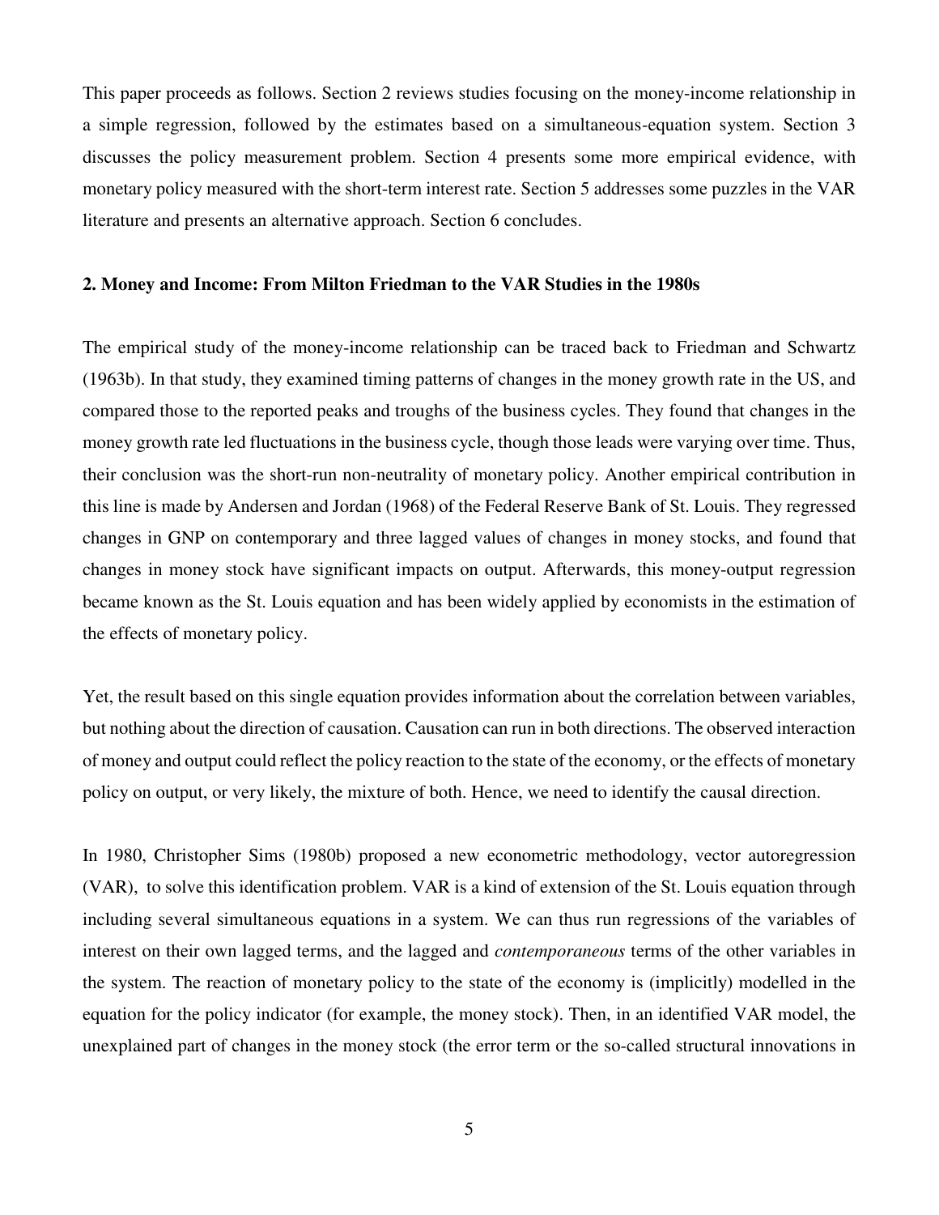This paper proceeds as follows. Section 2 reviews studies focusing on the money-income relationship in a simple regression, followed by the estimates based on a simultaneous-equation system. Section 3 discusses the policy measurement problem. Section 4 presents some more empirical evidence, with monetary policy measured with the short-term interest rate. Section 5 addresses some puzzles in the VAR literature and presents an alternative approach. Section 6 concludes.

## 2. Money and Income: From Milton Friedman to the VAR Studies in the 1980s

The empirical study of the money-income relationship can be traced back to Friedman and Schwartz (1963b). In that study, they examined timing patterns of changes in the money growth rate in the US, and compared those to the reported peaks and troughs of the business cycles. They found that changes in the money growth rate led fluctuations in the business cycle, though those leads were varying over time. Thus, their conclusion was the short-run non-neutrality of monetary policy. Another empirical contribution in this line is made by Andersen and Jordan (1968) of the Federal Reserve Bank of St. Louis. They regressed changes in GNP on contemporary and three lagged values of changes in money stocks, and found that changes in money stock have significant impacts on output. Afterwards, this money-output regression became known as the St. Louis equation and has been widely applied by economists in the estimation of the effects of monetary policy.

Yet, the result based on this single equation provides information about the correlation between variables, but nothing about the direction of causation. Causation can run in both directions. The observed interaction of money and output could reflect the policy reaction to the state of the economy, or the effects of monetary policy on output, or very likely, the mixture of both. Hence, we need to identify the causal direction.

In 1980, Christopher Sims (1980b) proposed a new econometric methodology, vector autoregression (VAR), to solve this identification problem. VAR is a kind of extension of the St. Louis equation through including several simultaneous equations in a system. We can thus run regressions of the variables of interest on their own lagged terms, and the lagged and *contemporaneous* terms of the other variables in the system. The reaction of monetary policy to the state of the economy is (implicitly) modelled in the equation for the policy indicator (for example, the money stock). Then, in an identified VAR model, the unexplained part of changes in the money stock (the error term or the so-called structural innovations in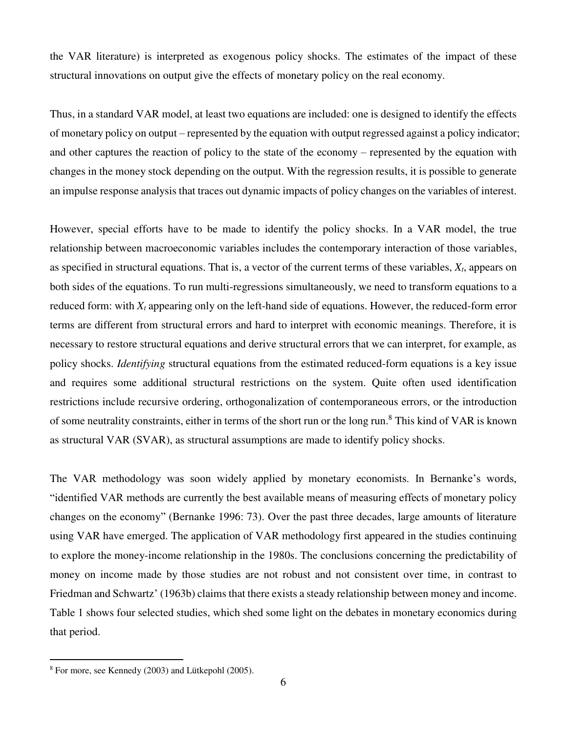the VAR literature) is interpreted as exogenous policy shocks. The estimates of the impact of these structural innovations on output give the effects of monetary policy on the real economy.

Thus, in a standard VAR model, at least two equations are included: one is designed to identify the effects of monetary policy on output – represented by the equation with output regressed against a policy indicator; and other captures the reaction of policy to the state of the economy – represented by the equation with changes in the money stock depending on the output. With the regression results, it is possible to generate an impulse response analysis that traces out dynamic impacts of policy changes on the variables of interest.

However, special efforts have to be made to identify the policy shocks. In a VAR model, the true relationship between macroeconomic variables includes the contemporary interaction of those variables, as specified in structural equations. That is, a vector of the current terms of these variables, $X_t$, appears on both sides of the equations. To run multi-regressions simultaneously, we need to transform equations to a reduced form: with $X_t$ appearing only on the left-hand side of equations. However, the reduced-form error terms are different from structural errors and hard to interpret with economic meanings. Therefore, it is necessary to restore structural equations and derive structural errors that we can interpret, for example, as policy shocks. *Identifying* structural equations from the estimated reduced-form equations is a key issue and requires some additional structural restrictions on the system. Quite often used identification restrictions include recursive ordering, orthogonalization of contemporaneous errors, or the introduction of some neutrality constraints, either in terms of the short run or the long run.[8] This kind of VAR is known as structural VAR (SVAR), as structural assumptions are made to identify policy shocks.

The VAR methodology was soon widely applied by monetary economists. In Bernanke's words, "identified VAR methods are currently the best available means of measuring effects of monetary policy changes on the economy" (Bernanke 1996: 73). Over the past three decades, large amounts of literature using VAR have emerged. The application of VAR methodology first appeared in the studies continuing to explore the money-income relationship in the 1980s. The conclusions concerning the predictability of money on income made by those studies are not robust and not consistent over time, in contrast to Friedman and Schwartz' (1963b) claims that there exists a steady relationship between money and income. Table 1 shows four selected studies, which shed some light on the debates in monetary economics during that period.

[8] For more, see Kennedy (2003) and Lütkepohl (2005).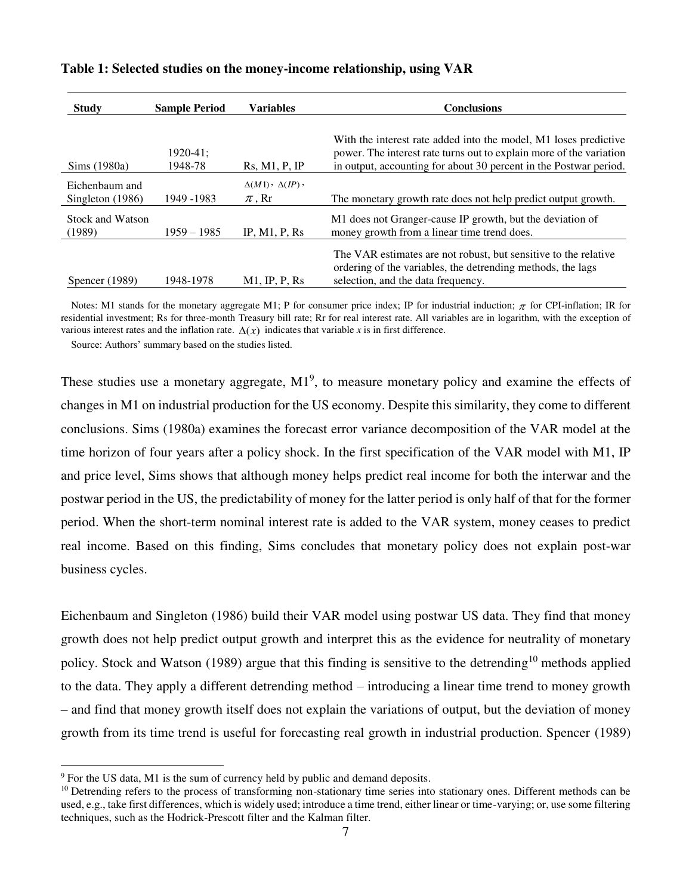**Table 1: Selected studies on the money-income relationship, using VAR**

| Study | Sample Period | Variables | Conclusions |
|---|---|---|---|
| Sims (1980a) | 1920-41; 1948-78 | Rs, M1, P, IP | With the interest rate added into the model, M1 loses predictive power. The interest rate turns out to explain more of the variation in output, accounting for about 30 percent in the Postwar period. |
| Eichenbaum and Singleton (1986) | 1949 -1983 | $\Delta(M1)$, $\Delta(IP)$, $\pi$, Rr | The monetary growth rate does not help predict output growth. |
| Stock and Watson (1989) | 1959 – 1985 | IP, M1, P, Rs | M1 does not Granger-cause IP growth, but the deviation of money growth from a linear time trend does. |
| Spencer (1989) | 1948-1978 | M1, IP, P, Rs | The VAR estimates are not robust, but sensitive to the relative ordering of the variables, the detrending methods, the lags selection, and the data frequency. |

Notes: M1 stands for the monetary aggregate M1; P for consumer price index; IP for industrial induction; $\pi$ for CPI-inflation; IR for residential investment; Rs for three-month Treasury bill rate; Rr for real interest rate. All variables are in logarithm, with the exception of various interest rates and the inflation rate. $\Delta(x)$ indicates that variable $x$ is in first difference.

Source: Authors' summary based on the studies listed.

These studies use a monetary aggregate, M1[9], to measure monetary policy and examine the effects of changes in M1 on industrial production for the US economy. Despite this similarity, they come to different conclusions. Sims (1980a) examines the forecast error variance decomposition of the VAR model at the time horizon of four years after a policy shock. In the first specification of the VAR model with M1, IP and price level, Sims shows that although money helps predict real income for both the interwar and the postwar period in the US, the predictability of money for the latter period is only half of that for the former period. When the short-term nominal interest rate is added to the VAR system, money ceases to predict real income. Based on this finding, Sims concludes that monetary policy does not explain post-war business cycles.

Eichenbaum and Singleton (1986) build their VAR model using postwar US data. They find that money growth does not help predict output growth and interpret this as the evidence for neutrality of monetary policy. Stock and Watson (1989) argue that this finding is sensitive to the detrending[10] methods applied to the data. They apply a different detrending method – introducing a linear time trend to money growth – and find that money growth itself does not explain the variations of output, but the deviation of money growth from its time trend is useful for forecasting real growth in industrial production. Spencer (1989)

[9] For the US data, M1 is the sum of currency held by public and demand deposits.

[10] Detrending refers to the process of transforming non-stationary time series into stationary ones. Different methods can be used, e.g., take first differences, which is widely used; introduce a time trend, either linear or time-varying; or, use some filtering techniques, such as the Hodrick-Prescott filter and the Kalman filter.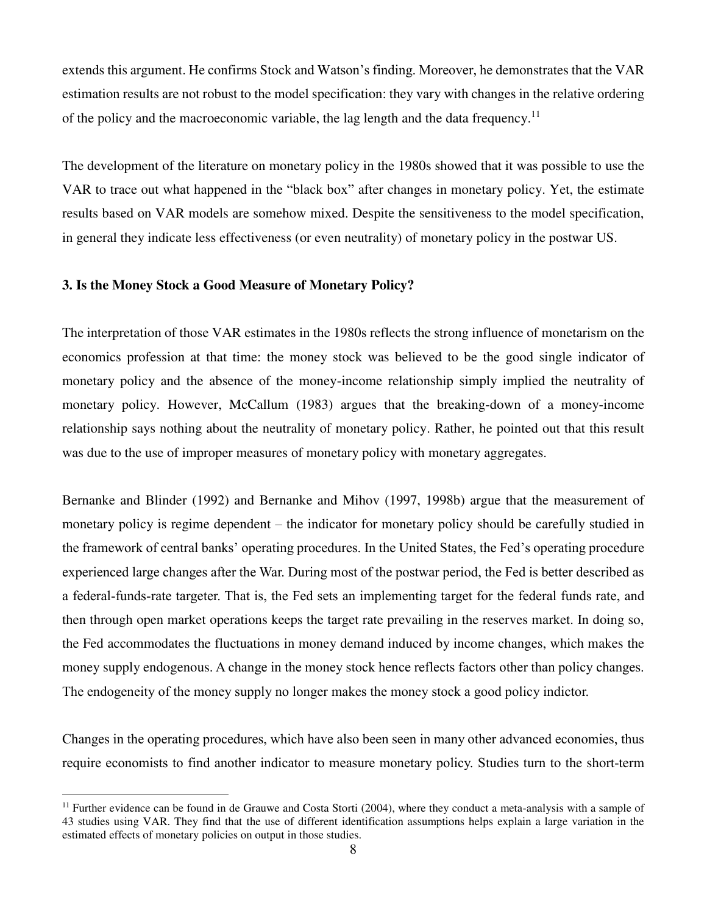extends this argument. He confirms Stock and Watson's finding. Moreover, he demonstrates that the VAR estimation results are not robust to the model specification: they vary with changes in the relative ordering of the policy and the macroeconomic variable, the lag length and the data frequency.[11]

The development of the literature on monetary policy in the 1980s showed that it was possible to use the VAR to trace out what happened in the "black box" after changes in monetary policy. Yet, the estimate results based on VAR models are somehow mixed. Despite the sensitiveness to the model specification, in general they indicate less effectiveness (or even neutrality) of monetary policy in the postwar US.

## 3. Is the Money Stock a Good Measure of Monetary Policy?

The interpretation of those VAR estimates in the 1980s reflects the strong influence of monetarism on the economics profession at that time: the money stock was believed to be the good single indicator of monetary policy and the absence of the money-income relationship simply implied the neutrality of monetary policy. However, McCallum (1983) argues that the breaking-down of a money-income relationship says nothing about the neutrality of monetary policy. Rather, he pointed out that this result was due to the use of improper measures of monetary policy with monetary aggregates.

Bernanke and Blinder (1992) and Bernanke and Mihov (1997, 1998b) argue that the measurement of monetary policy is regime dependent – the indicator for monetary policy should be carefully studied in the framework of central banks' operating procedures. In the United States, the Fed's operating procedure experienced large changes after the War. During most of the postwar period, the Fed is better described as a federal-funds-rate targeter. That is, the Fed sets an implementing target for the federal funds rate, and then through open market operations keeps the target rate prevailing in the reserves market. In doing so, the Fed accommodates the fluctuations in money demand induced by income changes, which makes the money supply endogenous. A change in the money stock hence reflects factors other than policy changes. The endogeneity of the money supply no longer makes the money stock a good policy indictor.

Changes in the operating procedures, which have also been seen in many other advanced economies, thus require economists to find another indicator to measure monetary policy. Studies turn to the short-term

[11] Further evidence can be found in de Grauwe and Costa Storti (2004), where they conduct a meta-analysis with a sample of 43 studies using VAR. They find that the use of different identification assumptions helps explain a large variation in the estimated effects of monetary policies on output in those studies.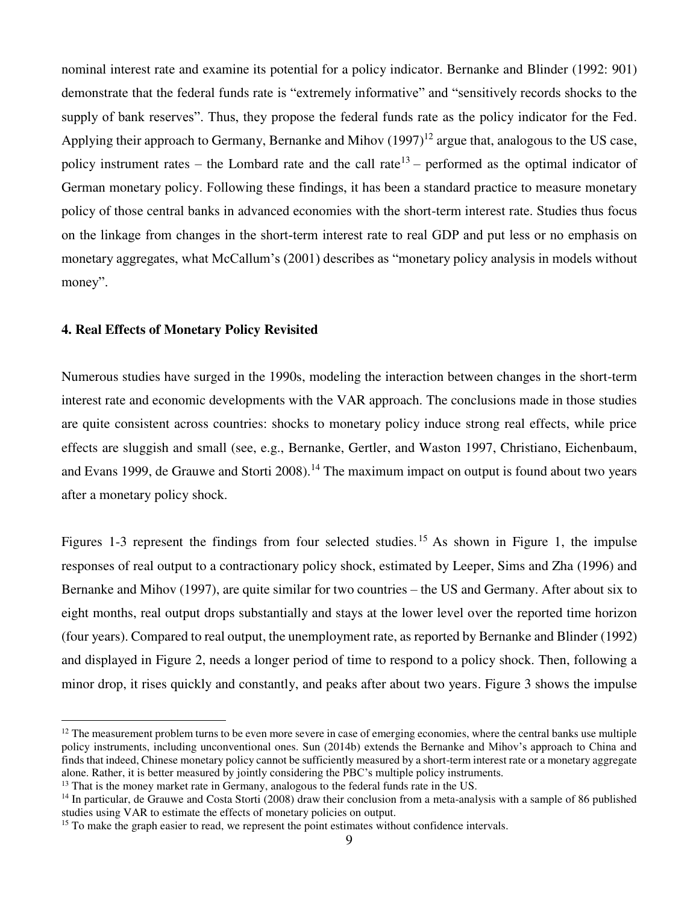nominal interest rate and examine its potential for a policy indicator. Bernanke and Blinder (1992: 901) demonstrate that the federal funds rate is "extremely informative" and "sensitively records shocks to the supply of bank reserves". Thus, they propose the federal funds rate as the policy indicator for the Fed. Applying their approach to Germany, Bernanke and Mihov (1997)[12] argue that, analogous to the US case, policy instrument rates – the Lombard rate and the call rate[13] – performed as the optimal indicator of German monetary policy. Following these findings, it has been a standard practice to measure monetary policy of those central banks in advanced economies with the short-term interest rate. Studies thus focus on the linkage from changes in the short-term interest rate to real GDP and put less or no emphasis on monetary aggregates, what McCallum's (2001) describes as "monetary policy analysis in models without money".

## 4. Real Effects of Monetary Policy Revisited

Numerous studies have surged in the 1990s, modeling the interaction between changes in the short-term interest rate and economic developments with the VAR approach. The conclusions made in those studies are quite consistent across countries: shocks to monetary policy induce strong real effects, while price effects are sluggish and small (see, e.g., Bernanke, Gertler, and Waston 1997, Christiano, Eichenbaum, and Evans 1999, de Grauwe and Storti 2008).[14] The maximum impact on output is found about two years after a monetary policy shock.

Figures 1-3 represent the findings from four selected studies.[15] As shown in Figure 1, the impulse responses of real output to a contractionary policy shock, estimated by Leeper, Sims and Zha (1996) and Bernanke and Mihov (1997), are quite similar for two countries – the US and Germany. After about six to eight months, real output drops substantially and stays at the lower level over the reported time horizon (four years). Compared to real output, the unemployment rate, as reported by Bernanke and Blinder (1992) and displayed in Figure 2, needs a longer period of time to respond to a policy shock. Then, following a minor drop, it rises quickly and constantly, and peaks after about two years. Figure 3 shows the impulse

---

[12] The measurement problem turns to be even more severe in case of emerging economies, where the central banks use multiple policy instruments, including unconventional ones. Sun (2014b) extends the Bernanke and Mihov's approach to China and finds that indeed, Chinese monetary policy cannot be sufficiently measured by a short-term interest rate or a monetary aggregate alone. Rather, it is better measured by jointly considering the PBC's multiple policy instruments.

[13] That is the money market rate in Germany, analogous to the federal funds rate in the US.

[14] In particular, de Grauwe and Costa Storti (2008) draw their conclusion from a meta-analysis with a sample of 86 published studies using VAR to estimate the effects of monetary policies on output.

[15] To make the graph easier to read, we represent the point estimates without confidence intervals.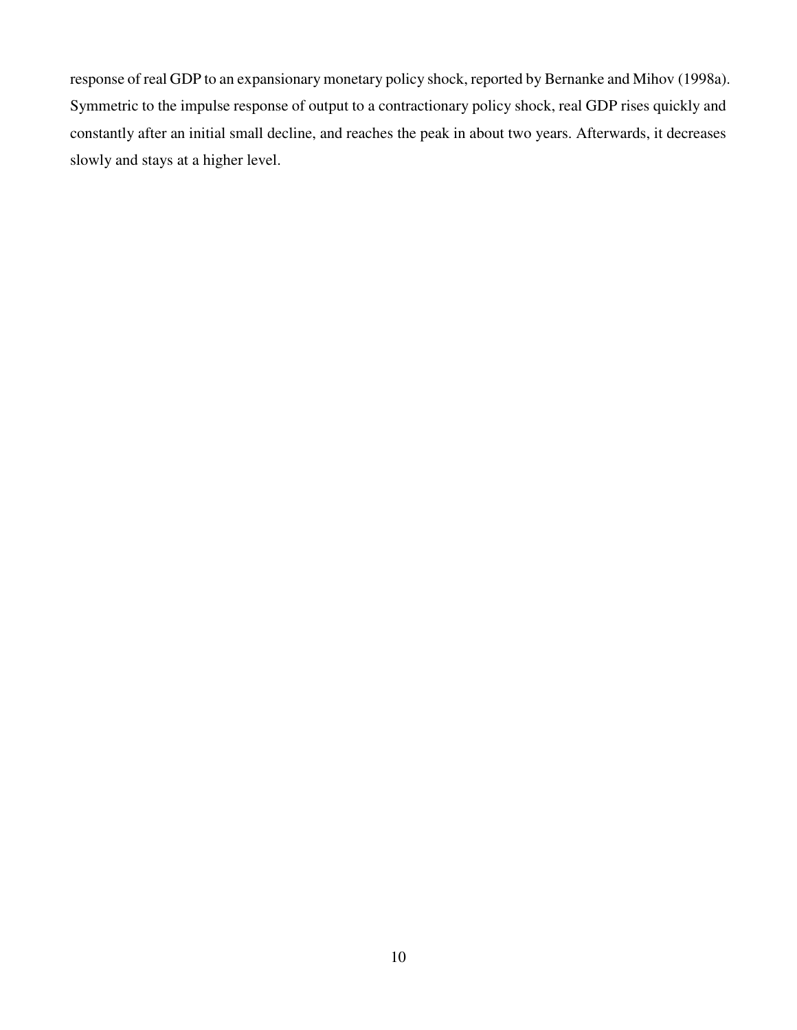response of real GDP to an expansionary monetary policy shock, reported by Bernanke and Mihov (1998a). Symmetric to the impulse response of output to a contractionary policy shock, real GDP rises quickly and constantly after an initial small decline, and reaches the peak in about two years. Afterwards, it decreases slowly and stays at a higher level.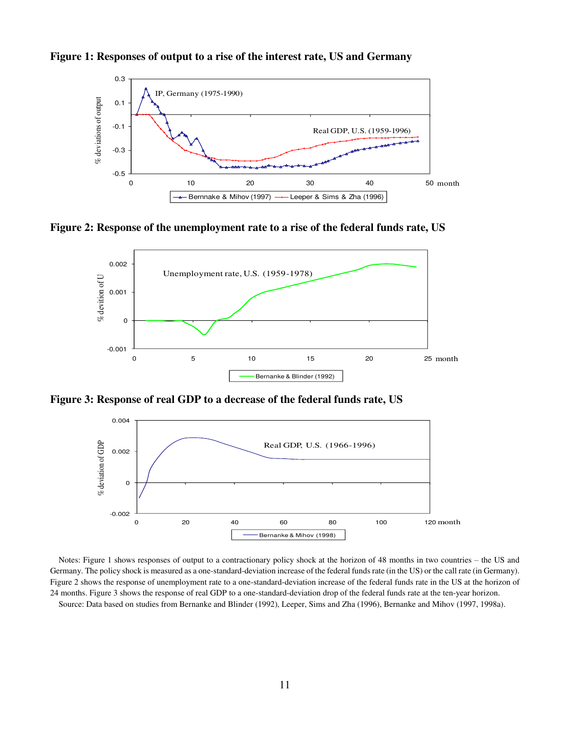**Figure 1: Responses of output to a rise of the interest rate, US and Germany**

**Figure 2: Response of the unemployment rate to a rise of the federal funds rate, US**

**Figure 3: Response of real GDP to a decrease of the federal funds rate, US**

Notes: Figure 1 shows responses of output to a contractionary policy shock at the horizon of 48 months in two countries – the US and Germany. The policy shock is measured as a one-standard-deviation increase of the federal funds rate (in the US) or the call rate (in Germany). Figure 2 shows the response of unemployment rate to a one-standard-deviation increase of the federal funds rate in the US at the horizon of 24 months. Figure 3 shows the response of real GDP to a one-standard-deviation drop of the federal funds rate at the ten-year horizon.

Source: Data based on studies from Bernanke and Blinder (1992), Leeper, Sims and Zha (1996), Bernanke and Mihov (1997, 1998a).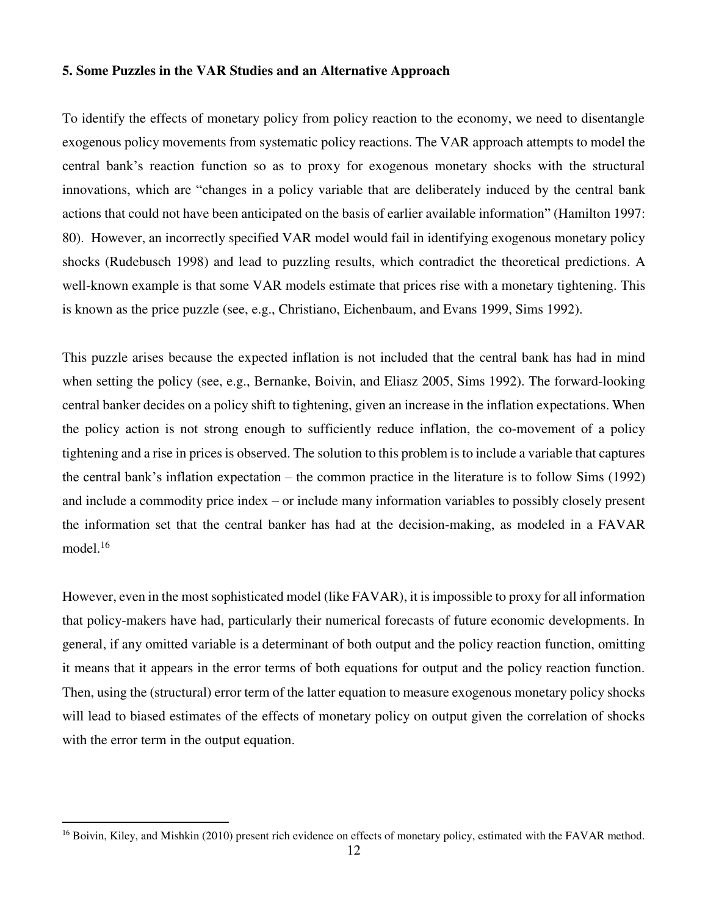**5. Some Puzzles in the VAR Studies and an Alternative Approach**

To identify the effects of monetary policy from policy reaction to the economy, we need to disentangle exogenous policy movements from systematic policy reactions. The VAR approach attempts to model the central bank's reaction function so as to proxy for exogenous monetary shocks with the structural innovations, which are "changes in a policy variable that are deliberately induced by the central bank actions that could not have been anticipated on the basis of earlier available information" (Hamilton 1997: 80). However, an incorrectly specified VAR model would fail in identifying exogenous monetary policy shocks (Rudebusch 1998) and lead to puzzling results, which contradict the theoretical predictions. A well-known example is that some VAR models estimate that prices rise with a monetary tightening. This is known as the price puzzle (see, e.g., Christiano, Eichenbaum, and Evans 1999, Sims 1992).

This puzzle arises because the expected inflation is not included that the central bank has had in mind when setting the policy (see, e.g., Bernanke, Boivin, and Eliasz 2005, Sims 1992). The forward-looking central banker decides on a policy shift to tightening, given an increase in the inflation expectations. When the policy action is not strong enough to sufficiently reduce inflation, the co-movement of a policy tightening and a rise in prices is observed. The solution to this problem is to include a variable that captures the central bank's inflation expectation – the common practice in the literature is to follow Sims (1992) and include a commodity price index – or include many information variables to possibly closely present the information set that the central banker has had at the decision-making, as modeled in a FAVAR model.[16]

However, even in the most sophisticated model (like FAVAR), it is impossible to proxy for all information that policy-makers have had, particularly their numerical forecasts of future economic developments. In general, if any omitted variable is a determinant of both output and the policy reaction function, omitting it means that it appears in the error terms of both equations for output and the policy reaction function. Then, using the (structural) error term of the latter equation to measure exogenous monetary policy shocks will lead to biased estimates of the effects of monetary policy on output given the correlation of shocks with the error term in the output equation.

[16] Boivin, Kiley, and Mishkin (2010) present rich evidence on effects of monetary policy, estimated with the FAVAR method.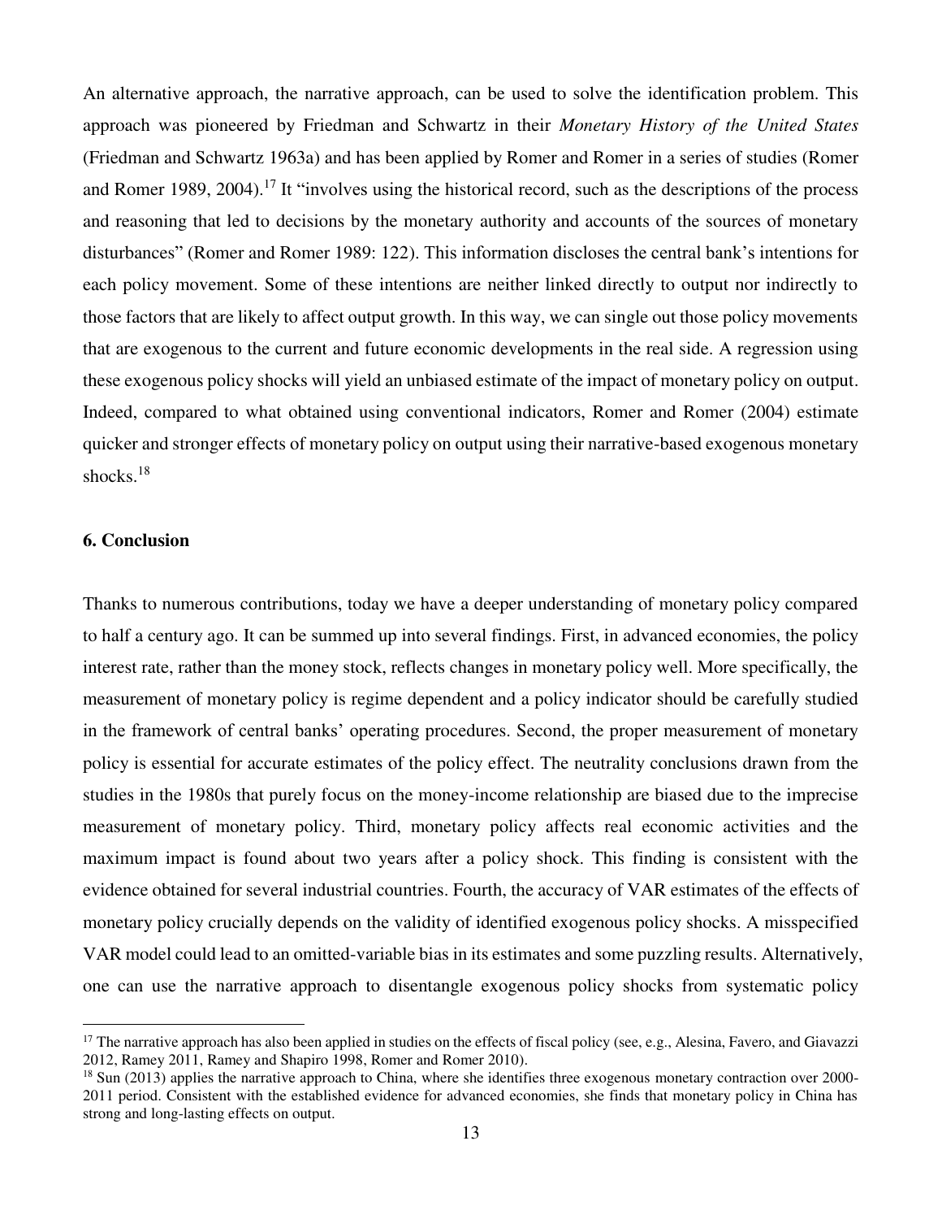An alternative approach, the narrative approach, can be used to solve the identification problem. This approach was pioneered by Friedman and Schwartz in their *Monetary History of the United States* (Friedman and Schwartz 1963a) and has been applied by Romer and Romer in a series of studies (Romer and Romer 1989, 2004).[17] It "involves using the historical record, such as the descriptions of the process and reasoning that led to decisions by the monetary authority and accounts of the sources of monetary disturbances" (Romer and Romer 1989: 122). This information discloses the central bank's intentions for each policy movement. Some of these intentions are neither linked directly to output nor indirectly to those factors that are likely to affect output growth. In this way, we can single out those policy movements that are exogenous to the current and future economic developments in the real side. A regression using these exogenous policy shocks will yield an unbiased estimate of the impact of monetary policy on output. Indeed, compared to what obtained using conventional indicators, Romer and Romer (2004) estimate quicker and stronger effects of monetary policy on output using their narrative-based exogenous monetary shocks.[18]

## 6. Conclusion

Thanks to numerous contributions, today we have a deeper understanding of monetary policy compared to half a century ago. It can be summed up into several findings. First, in advanced economies, the policy interest rate, rather than the money stock, reflects changes in monetary policy well. More specifically, the measurement of monetary policy is regime dependent and a policy indicator should be carefully studied in the framework of central banks' operating procedures. Second, the proper measurement of monetary policy is essential for accurate estimates of the policy effect. The neutrality conclusions drawn from the studies in the 1980s that purely focus on the money-income relationship are biased due to the imprecise measurement of monetary policy. Third, monetary policy affects real economic activities and the maximum impact is found about two years after a policy shock. This finding is consistent with the evidence obtained for several industrial countries. Fourth, the accuracy of VAR estimates of the effects of monetary policy crucially depends on the validity of identified exogenous policy shocks. A misspecified VAR model could lead to an omitted-variable bias in its estimates and some puzzling results. Alternatively, one can use the narrative approach to disentangle exogenous policy shocks from systematic policy

---

[17] The narrative approach has also been applied in studies on the effects of fiscal policy (see, e.g., Alesina, Favero, and Giavazzi 2012, Ramey 2011, Ramey and Shapiro 1998, Romer and Romer 2010).

[18] Sun (2013) applies the narrative approach to China, where she identifies three exogenous monetary contraction over 2000-2011 period. Consistent with the established evidence for advanced economies, she finds that monetary policy in China has strong and long-lasting effects on output.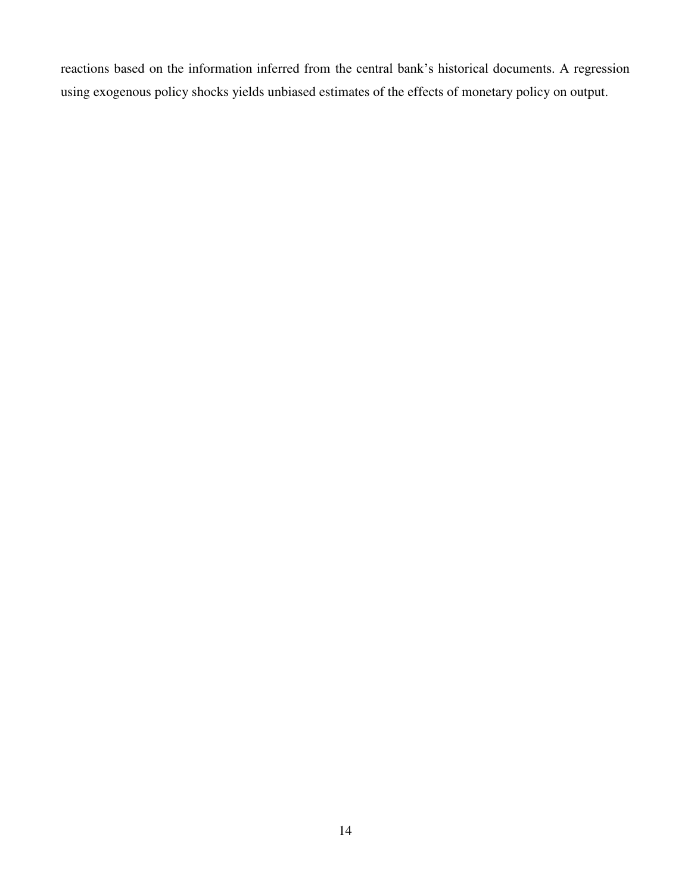reactions based on the information inferred from the central bank's historical documents. A regression using exogenous policy shocks yields unbiased estimates of the effects of monetary policy on output.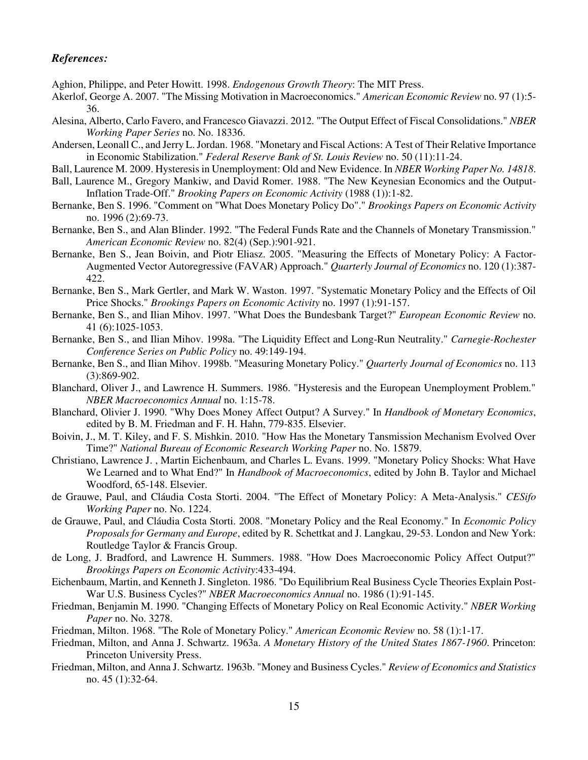### *References:*

Aghion, Philippe, and Peter Howitt. 1998. *Endogenous Growth Theory*: The MIT Press.

Akerlof, George A. 2007. "The Missing Motivation in Macroeconomics." *American Economic Review* no. 97 (1):5-36.

Alesina, Alberto, Carlo Favero, and Francesco Giavazzi. 2012. "The Output Effect of Fiscal Consolidations." *NBER Working Paper Series* no. No. 18336.

Andersen, Leonall C., and Jerry L. Jordan. 1968. "Monetary and Fiscal Actions: A Test of Their Relative Importance in Economic Stabilization." *Federal Reserve Bank of St. Louis Review* no. 50 (11):11-24.

Ball, Laurence M. 2009. Hysteresis in Unemployment: Old and New Evidence. In *NBER Working Paper No. 14818*.

Ball, Laurence M., Gregory Mankiw, and David Romer. 1988. "The New Keynesian Economics and the Output-Inflation Trade-Off." *Brooking Papers on Economic Activity* (1988 (1)):1-82.

Bernanke, Ben S. 1996. "Comment on "What Does Monetary Policy Do"." *Brookings Papers on Economic Activity* no. 1996 (2):69-73.

Bernanke, Ben S., and Alan Blinder. 1992. "The Federal Funds Rate and the Channels of Monetary Transmission." *American Economic Review* no. 82(4) (Sep.):901-921.

Bernanke, Ben S., Jean Boivin, and Piotr Eliasz. 2005. "Measuring the Effects of Monetary Policy: A Factor-Augmented Vector Autoregressive (FAVAR) Approach." *Quarterly Journal of Economics* no. 120 (1):387-422.

Bernanke, Ben S., Mark Gertler, and Mark W. Waston. 1997. "Systematic Monetary Policy and the Effects of Oil Price Shocks." *Brookings Papers on Economic Activity* no. 1997 (1):91-157.

Bernanke, Ben S., and Ilian Mihov. 1997. "What Does the Bundesbank Target?" *European Economic Review* no. 41 (6):1025-1053.

Bernanke, Ben S., and Ilian Mihov. 1998a. "The Liquidity Effect and Long-Run Neutrality." *Carnegie-Rochester Conference Series on Public Policy* no. 49:149-194.

Bernanke, Ben S., and Ilian Mihov. 1998b. "Measuring Monetary Policy." *Quarterly Journal of Economics* no. 113 (3):869-902.

Blanchard, Oliver J., and Lawrence H. Summers. 1986. "Hysteresis and the European Unemployment Problem." *NBER Macroeconomics Annual* no. 1:15-78.

Blanchard, Olivier J. 1990. "Why Does Money Affect Output? A Survey." In *Handbook of Monetary Economics*, edited by B. M. Friedman and F. H. Hahn, 779-835. Elsevier.

Boivin, J., M. T. Kiley, and F. S. Mishkin. 2010. "How Has the Monetary Tansmission Mechanism Evolved Over Time?" *National Bureau of Economic Research Working Paper* no. No. 15879.

Christiano, Lawrence J. , Martin Eichenbaum, and Charles L. Evans. 1999. "Monetary Policy Shocks: What Have We Learned and to What End?" In *Handbook of Macroeconomics*, edited by John B. Taylor and Michael Woodford, 65-148. Elsevier.

de Grauwe, Paul, and Cláudia Costa Storti. 2004. "The Effect of Monetary Policy: A Meta-Analysis." *CESifo Working Paper* no. No. 1224.

de Grauwe, Paul, and Cláudia Costa Storti. 2008. "Monetary Policy and the Real Economy." In *Economic Policy Proposals for Germany and Europe*, edited by R. Schettkat and J. Langkau, 29-53. London and New York: Routledge Taylor & Francis Group.

de Long, J. Bradford, and Lawrence H. Summers. 1988. "How Does Macroeconomic Policy Affect Output?" *Brookings Papers on Economic Activity*:433-494.

Eichenbaum, Martin, and Kenneth J. Singleton. 1986. "Do Equilibrium Real Business Cycle Theories Explain Post-War U.S. Business Cycles?" *NBER Macroeconomics Annual* no. 1986 (1):91-145.

Friedman, Benjamin M. 1990. "Changing Effects of Monetary Policy on Real Economic Activity." *NBER Working Paper* no. No. 3278.

Friedman, Milton. 1968. "The Role of Monetary Policy." *American Economic Review* no. 58 (1):1-17.

Friedman, Milton, and Anna J. Schwartz. 1963a. *A Monetary History of the United States 1867-1960*. Princeton: Princeton University Press.

Friedman, Milton, and Anna J. Schwartz. 1963b. "Money and Business Cycles." *Review of Economics and Statistics* no. 45 (1):32-64.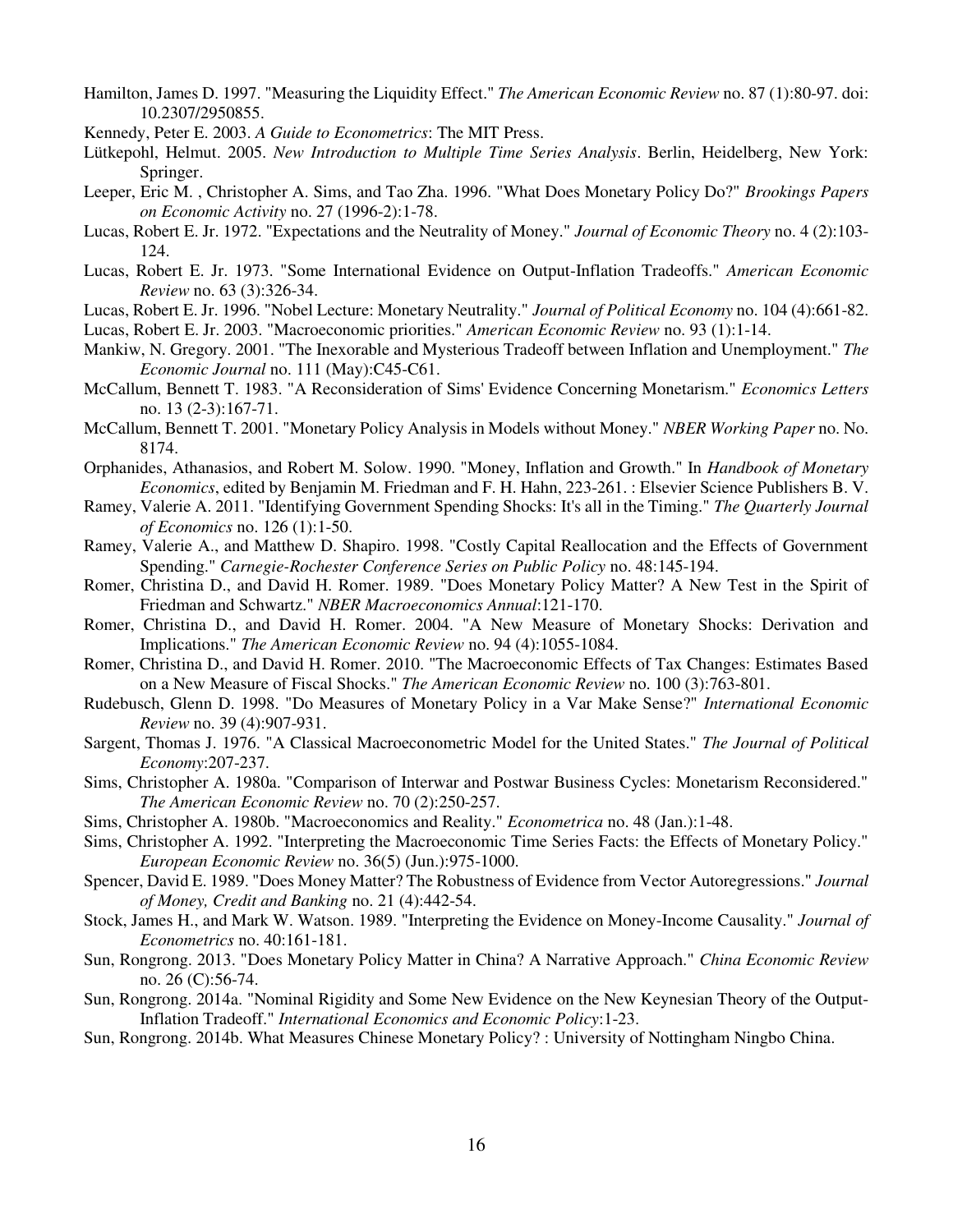Hamilton, James D. 1997. "Measuring the Liquidity Effect." *The American Economic Review* no. 87 (1):80-97. doi: 10.2307/2950855.

Kennedy, Peter E. 2003. *A Guide to Econometrics*: The MIT Press.

Lütkepohl, Helmut. 2005. *New Introduction to Multiple Time Series Analysis*. Berlin, Heidelberg, New York: Springer.

Leeper, Eric M. , Christopher A. Sims, and Tao Zha. 1996. "What Does Monetary Policy Do?" *Brookings Papers on Economic Activity* no. 27 (1996-2):1-78.

Lucas, Robert E. Jr. 1972. "Expectations and the Neutrality of Money." *Journal of Economic Theory* no. 4 (2):103-124.

Lucas, Robert E. Jr. 1973. "Some International Evidence on Output-Inflation Tradeoffs." *American Economic Review* no. 63 (3):326-34.

Lucas, Robert E. Jr. 1996. "Nobel Lecture: Monetary Neutrality." *Journal of Political Economy* no. 104 (4):661-82.

Lucas, Robert E. Jr. 2003. "Macroeconomic priorities." *American Economic Review* no. 93 (1):1-14.

Mankiw, N. Gregory. 2001. "The Inexorable and Mysterious Tradeoff between Inflation and Unemployment." *The Economic Journal* no. 111 (May):C45-C61.

McCallum, Bennett T. 1983. "A Reconsideration of Sims' Evidence Concerning Monetarism." *Economics Letters* no. 13 (2-3):167-71.

McCallum, Bennett T. 2001. "Monetary Policy Analysis in Models without Money." *NBER Working Paper* no. No. 8174.

Orphanides, Athanasios, and Robert M. Solow. 1990. "Money, Inflation and Growth." In *Handbook of Monetary Economics*, edited by Benjamin M. Friedman and F. H. Hahn, 223-261. : Elsevier Science Publishers B. V.

Ramey, Valerie A. 2011. "Identifying Government Spending Shocks: It's all in the Timing." *The Quarterly Journal of Economics* no. 126 (1):1-50.

Ramey, Valerie A., and Matthew D. Shapiro. 1998. "Costly Capital Reallocation and the Effects of Government Spending." *Carnegie-Rochester Conference Series on Public Policy* no. 48:145-194.

Romer, Christina D., and David H. Romer. 1989. "Does Monetary Policy Matter? A New Test in the Spirit of Friedman and Schwartz." *NBER Macroeconomics Annual*:121-170.

Romer, Christina D., and David H. Romer. 2004. "A New Measure of Monetary Shocks: Derivation and Implications." *The American Economic Review* no. 94 (4):1055-1084.

Romer, Christina D., and David H. Romer. 2010. "The Macroeconomic Effects of Tax Changes: Estimates Based on a New Measure of Fiscal Shocks." *The American Economic Review* no. 100 (3):763-801.

Rudebusch, Glenn D. 1998. "Do Measures of Monetary Policy in a Var Make Sense?" *International Economic Review* no. 39 (4):907-931.

Sargent, Thomas J. 1976. "A Classical Macroeconometric Model for the United States." *The Journal of Political Economy*:207-237.

Sims, Christopher A. 1980a. "Comparison of Interwar and Postwar Business Cycles: Monetarism Reconsidered." *The American Economic Review* no. 70 (2):250-257.

Sims, Christopher A. 1980b. "Macroeconomics and Reality." *Econometrica* no. 48 (Jan.):1-48.

Sims, Christopher A. 1992. "Interpreting the Macroeconomic Time Series Facts: the Effects of Monetary Policy." *European Economic Review* no. 36(5) (Jun.):975-1000.

Spencer, David E. 1989. "Does Money Matter? The Robustness of Evidence from Vector Autoregressions." *Journal of Money, Credit and Banking* no. 21 (4):442-54.

Stock, James H., and Mark W. Watson. 1989. "Interpreting the Evidence on Money-Income Causality." *Journal of Econometrics* no. 40:161-181.

Sun, Rongrong. 2013. "Does Monetary Policy Matter in China? A Narrative Approach." *China Economic Review* no. 26 (C):56-74.

Sun, Rongrong. 2014a. "Nominal Rigidity and Some New Evidence on the New Keynesian Theory of the Output-Inflation Tradeoff." *International Economics and Economic Policy*:1-23.

Sun, Rongrong. 2014b. What Measures Chinese Monetary Policy? : University of Nottingham Ningbo China.